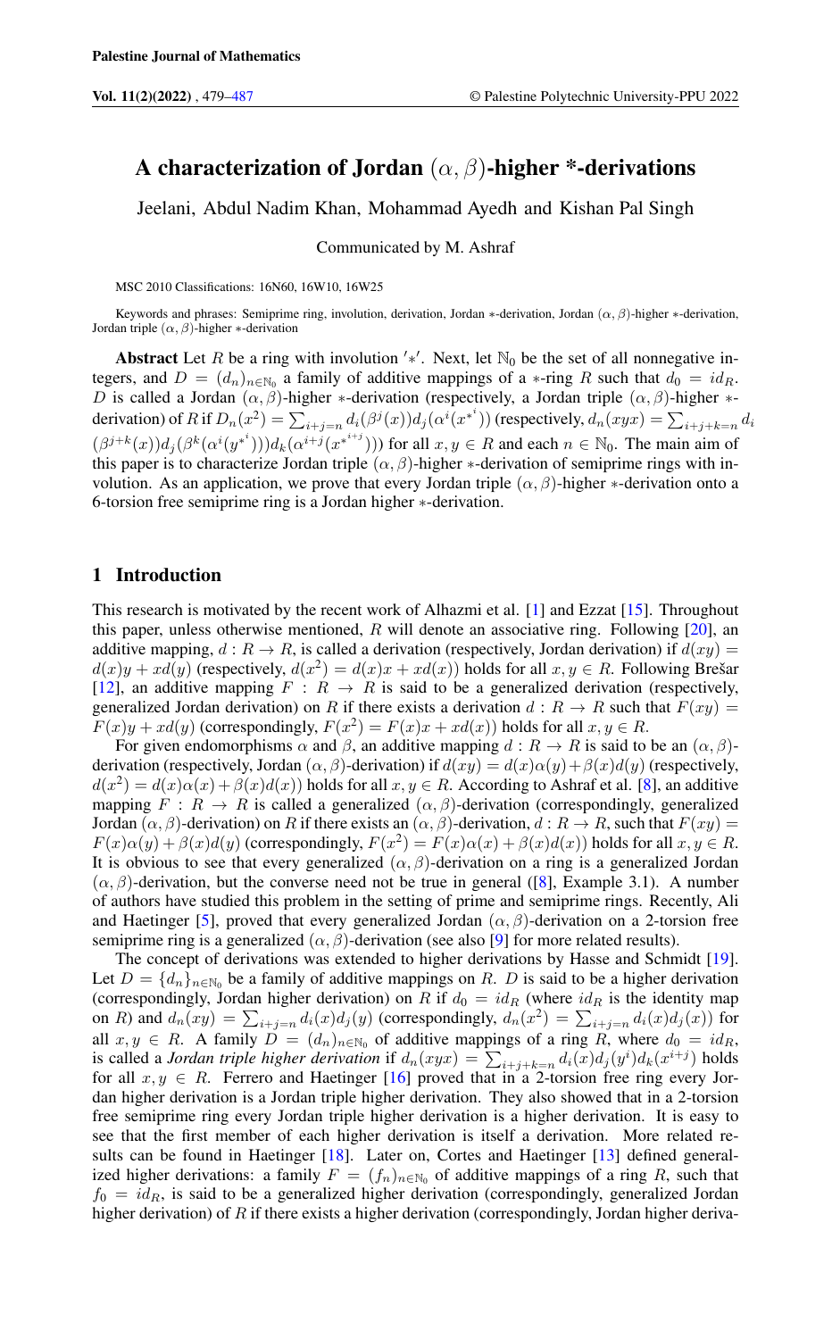# A characterization of Jordan $(\alpha, \beta)$-higher *-derivations

Jeelani, Abdul Nadim Khan, Mohammad Ayedh and Kishan Pal Singh

Communicated by M. Ashraf

MSC 2010 Classifications: 16N60, 16W10, 16W25

Keywords and phrases: Semiprime ring, involution, derivation, Jordan $*$-derivation, Jordan $(\alpha, \beta)$-higher $*$-derivation, Jordan triple $(\alpha, \beta)$-higher $*$-derivation

**Abstract** Let $R$ be a ring with involution $'*'$. Next, let $\mathbb{N}_0$ be the set of all nonnegative integers, and $D = (d_n)_{n\in\mathbb{N}_0}$ a family of additive mappings of a $*$-ring $R$ such that $d_0 = id_R$. $D$ is called a Jordan $(\alpha, \beta)$-higher $*$-derivation (respectively, a Jordan triple $(\alpha, \beta)$-higher $*$-derivation) of $R$ if $D_n(x^2) = \sum_{i+j=n} d_i(\beta^j(x))d_j(\alpha^i(x^{*^i}))$ (respectively, $d_n(xyx) = \sum_{i+j+k=n} d_i(\beta^{j+k}(x))d_j(\beta^k(\alpha^i(y^{*^i})))d_k(\alpha^{i+j}(x^{*^{i+j}})))$ for all $x, y \in R$ and each $n \in \mathbb{N}_0$. The main aim of this paper is to characterize Jordan triple $(\alpha, \beta)$-higher $*$-derivation of semiprime rings with involution. As an application, we prove that every Jordan triple $(\alpha, \beta)$-higher $*$-derivation onto a 6-torsion free semiprime ring is a Jordan higher $*$-derivation.

## 1 Introduction

This research is motivated by the recent work of Alhazmi et al. [1] and Ezzat [15]. Throughout this paper, unless otherwise mentioned, $R$ will denote an associative ring. Following [20], an additive mapping, $d : R \to R$, is called a derivation (respectively, Jordan derivation) if $d(xy) = d(x)y + xd(y)$ (respectively, $d(x^2) = d(x)x + xd(x)$) holds for all $x, y \in R$. Following Brešar [12], an additive mapping $F : R \to R$ is said to be a generalized derivation (respectively, generalized Jordan derivation) on $R$ if there exists a derivation $d : R \to R$ such that $F(xy) = F(x)y + xd(y)$ (correspondingly, $F(x^2) = F(x)x + xd(x)$) holds for all $x, y \in R$.

For given endomorphisms $\alpha$ and $\beta$, an additive mapping $d : R \to R$ is said to be an $(\alpha, \beta)$-derivation (respectively, Jordan $(\alpha, \beta)$-derivation) if $d(xy) = d(x)\alpha(y) + \beta(x)d(y)$ (respectively, $d(x^2) = d(x)\alpha(x) + \beta(x)d(x)$) holds for all $x, y \in R$. According to Ashraf et al. [8], an additive mapping $F : R \to R$ is called a generalized $(\alpha, \beta)$-derivation (correspondingly, generalized Jordan $(\alpha, \beta)$-derivation) on $R$ if there exists an $(\alpha, \beta)$-derivation, $d : R \to R$, such that $F(xy) = F(x)\alpha(y) + \beta(x)d(y)$ (correspondingly, $F(x^2) = F(x)\alpha(x) + \beta(x)d(x)$) holds for all $x, y \in R$. It is obvious to see that every generalized $(\alpha, \beta)$-derivation on a ring is a generalized Jordan $(\alpha, \beta)$-derivation, but the converse need not be true in general ([8], Example 3.1). A number of authors have studied this problem in the setting of prime and semiprime rings. Recently, Ali and Haetinger [5], proved that every generalized Jordan $(\alpha, \beta)$-derivation on a 2-torsion free semiprime ring is a generalized $(\alpha, \beta)$-derivation (see also [9] for more related results).

The concept of derivations was extended to higher derivations by Hasse and Schmidt [19]. Let $D = \{d_n\}_{n\in\mathbb{N}_0}$ be a family of additive mappings on $R$. $D$ is said to be a higher derivation (correspondingly, Jordan higher derivation) on $R$ if $d_0 = id_R$ (where $id_R$ is the identity map on $R$) and $d_n(xy) = \sum_{i+j=n} d_i(x)d_j(y)$ (correspondingly, $d_n(x^2) = \sum_{i+j=n} d_i(x)d_j(x)$) for all $x, y \in R$. A family $D = (d_n)_{n\in\mathbb{N}_0}$ of additive mappings of a ring $R$, where $d_0 = id_R$, is called a *Jordan triple higher derivation* if $d_n(xyx) = \sum_{i+j+k=n} d_i(x)d_j(y^i)d_k(x^{i+j})$ holds for all $x, y \in R$. Ferrero and Haetinger [16] proved that in a 2-torsion free ring every Jordan higher derivation is a Jordan triple higher derivation. They also showed that in a 2-torsion free semiprime ring every Jordan triple higher derivation is a higher derivation. It is easy to see that the first member of each higher derivation is itself a derivation. More related results can be found in Haetinger [18]. Later on, Cortes and Haetinger [13] defined generalized higher derivations: a family $F = (f_n)_{n\in\mathbb{N}_0}$ of additive mappings of a ring $R$, such that $f_0 = id_R$, is said to be a generalized higher derivation (correspondingly, generalized Jordan higher derivation) of $R$ if there exists a higher derivation (correspondingly, Jordan higher deriva-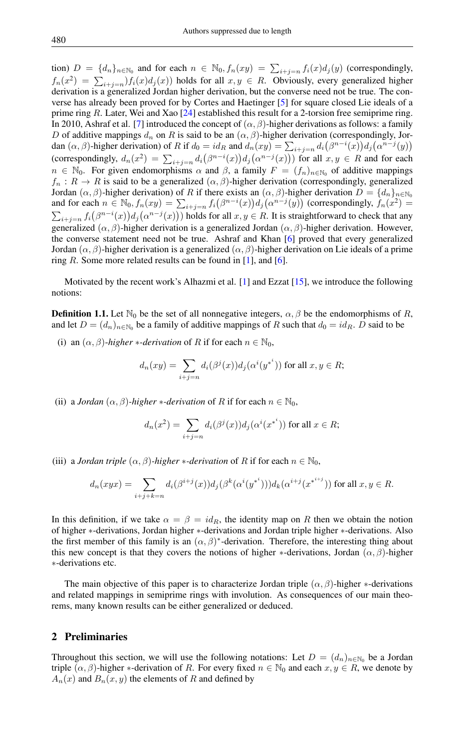tion) $D = \{d_n\}_{n\in\mathbb{N}_0}$ and for each $n \in \mathbb{N}_0, f_n(xy) = \sum_{i+j=n} f_i(x)d_j(y)$ (correspondingly, $f_n(x^2) = \sum_{i+j=n}) f_i(x)d_j(x))$ holds for all $x, y \in R$. Obviously, every generalized higher derivation is a generalized Jordan higher derivation, but the converse need not be true. The converse has already been proved for by Cortes and Haetinger [5] for square closed Lie ideals of a prime ring $R$. Later, Wei and Xao [24] established this result for a 2-torsion free semiprime ring. In 2010, Ashraf et al. [7] introduced the concept of $(\alpha, \beta)$-higher derivations as follows: a family $D$ of additive mappings $d_n$ on $R$ is said to be an $(\alpha, \beta)$-higher derivation (correspondingly, Jordan $(\alpha, \beta)$-higher derivation) of $R$ if $d_0 = id_R$ and $d_n(xy) = \sum_{i+j=n} d_i\big(\beta^{n-i}(x)\big)d_j\big(\alpha^{n-j}(y)\big)$ (correspondingly, $d_n(x^2) = \sum_{i+j=n} d_i\big(\beta^{n-i}(x)\big)d_j\big(\alpha^{n-j}(x)\big)$) for all $x, y \in R$ and for each $n \in \mathbb{N}_0$. For given endomorphisms $\alpha$ and $\beta$, a family $F = (f_n)_{n\in\mathbb{N}_0}$ of additive mappings $f_n : R \to R$ is said to be a generalized $(\alpha, \beta)$-higher derivation (correspondingly, generalized Jordan $(\alpha, \beta)$-higher derivation) of $R$ if there exists an $(\alpha, \beta)$-higher derivation $D = \{d_n\}_{n\in\mathbb{N}_0}$ and for each $n \in \mathbb{N}_0, f_n(xy) = \sum_{i+j=n} f_i\big(\beta^{n-i}(x)\big)d_j\big(\alpha^{n-j}(y)\big)$ (correspondingly, $f_n(x^2) = \sum_{i+j=n} f_i\big(\beta^{n-i}(x)\big)d_j\big(\alpha^{n-j}(x)\big)$) holds for all $x, y \in R$. It is straightforward to check that any generalized $(\alpha, \beta)$-higher derivation is a generalized Jordan $(\alpha, \beta)$-higher derivation. However, the converse statement need not be true. Ashraf and Khan [6] proved that every generalized Jordan $(\alpha, \beta)$-higher derivation is a generalized $(\alpha, \beta)$-higher derivation on Lie ideals of a prime ring $R$. Some more related results can be found in [1], and [6].

Motivated by the recent work's Alhazmi et al. [1] and Ezzat [15], we introduce the following notions:

**Definition 1.1.** Let $\mathbb{N}_0$ be the set of all nonnegative integers, $\alpha, \beta$ be the endomorphisms of $R$, and let $D = (d_n)_{n\in\mathbb{N}_0}$ be a family of additive mappings of $R$ such that $d_0 = id_R$. $D$ said to be

(i) an $(\alpha, \beta)$-*higher* $*$-*derivation* of $R$ if for each $n \in \mathbb{N}_0$,

$$d_n(xy) = \sum_{i+j=n} d_i(\beta^j(x))d_j(\alpha^i(y^{*^i})) \text{ for all } x, y \in R;$$

(ii) a *Jordan* $(\alpha, \beta)$-*higher* $*$-*derivation* of $R$ if for each $n \in \mathbb{N}_0$,

$$d_n(x^2) = \sum_{i+j=n} d_i(\beta^j(x))d_j(\alpha^i(x^{*^i})) \text{ for all } x \in R;$$

(iii) a *Jordan triple* $(\alpha, \beta)$-*higher* $*$-*derivation* of $R$ if for each $n \in \mathbb{N}_0$,

$$d_n(xyx) = \sum_{i+j+k=n} d_i(\beta^{i+j}(x))d_j(\beta^k(\alpha^i(y^{*^i})))d_k(\alpha^{i+j}(x^{*^{i+j}})) \text{ for all } x, y \in R.$$

In this definition, if we take $\alpha = \beta = id_R$, the identity map on $R$ then we obtain the notion of higher $*$-derivations, Jordan higher $*$-derivations and Jordan triple higher $*$-derivations. Also the first member of this family is an $(\alpha, \beta)^*$-derivation. Therefore, the interesting thing about this new concept is that they covers the notions of higher $*$-derivations, Jordan $(\alpha, \beta)$-higher $*$-derivations etc.

The main objective of this paper is to characterize Jordan triple $(\alpha, \beta)$-higher $*$-derivations and related mappings in semiprime rings with involution. As consequences of our main theorems, many known results can be either generalized or deduced.

## 2 Preliminaries

Throughout this section, we will use the following notations: Let $D = (d_n)_{n\in\mathbb{N}_0}$ be a Jordan triple $(\alpha, \beta)$-higher $*$-derivation of $R$. For every fixed $n \in \mathbb{N}_0$ and each $x, y \in R$, we denote by $A_n(x)$ and $B_n(x, y)$ the elements of $R$ and defined by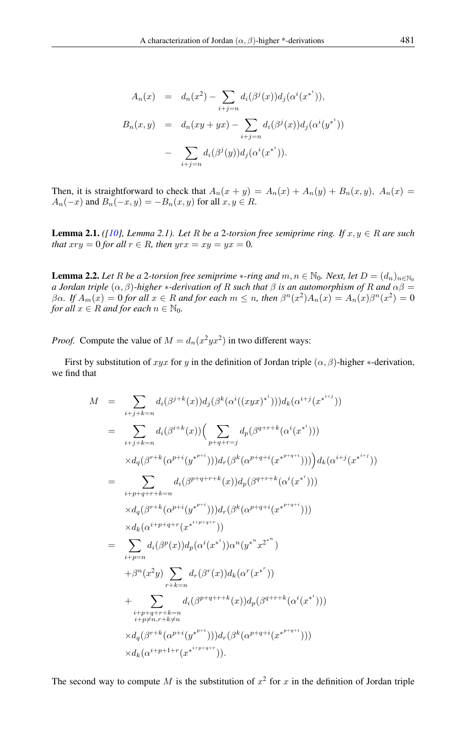$$
\begin{aligned}
A_n(x) &= d_n(x^2) - \sum_{i+j=n} d_i(\beta^j(x))d_j(\alpha^i(x^{*^i})),\\
B_n(x,y) &= d_n(xy+yx) - \sum_{i+j=n} d_i(\beta^j(x))d_j(\alpha^i(y^{*^i}))\\
&\quad - \sum_{i+j=n} d_i(\beta^j(y))d_j(\alpha^i(x^{*^i})).
\end{aligned}
$$

Then, it is straightforward to check that $A_n(x+y) = A_n(x) + A_n(y) + B_n(x,y)$, $A_n(x) = A_n(-x)$ and $B_n(-x,y) = -B_n(x,y)$ for all $x, y \in R$.

**Lemma 2.1.** *([10], Lemma 2.1). Let $R$ be a 2-torsion free semiprime ring. If $x, y \in R$ are such that $xry = 0$ for all $r \in R$, then $yrx = xy = yx = 0$.*

**Lemma 2.2.** *Let $R$ be a 2-torsion free semiprime $*$-ring and $m, n \in \mathbb{N}_0$. Next, let $D = (d_n)_{n\in\mathbb{N}_0}$ a Jordan triple $(\alpha,\beta)$-higher $*$-derivation of $R$ such that $\beta$ is an automorphism of $R$ and $\alpha\beta = \beta\alpha$. If $A_m(x) = 0$ for all $x \in R$ and for each $m \leq n$, then $\beta^n(x^2)A_n(x) = A_n(x)\beta^n(x^2) = 0$ for all $x \in R$ and for each $n \in \mathbb{N}_0$.*

*Proof.* Compute the value of $M = d_n(x^2yx^2)$ in two different ways:

First by substitution of $xyx$ for $y$ in the definition of Jordan triple $(\alpha,\beta)$-higher $*$-derivation, we find that

$$
\begin{aligned}
M &= \sum_{i+j+k=n} d_i(\beta^{j+k}(x))d_j(\beta^k(\alpha^i((xyx)^{*^i})))d_k(\alpha^{i+j}(x^{*^{i+j}}))\\
&= \sum_{i+j+k=n} d_i(\beta^{i+k}(x))\Big(\sum_{p+q+r=j} d_p(\beta^{q+r+k}(\alpha^i(x^{*^i})))\\
&\quad \times d_q(\beta^{r+k}(\alpha^{p+i}(y^{*^{p+i}})))d_r(\beta^k(\alpha^{p+q+i}(x^{*^{p+q+i}})))\Big)d_k(\alpha^{i+j}(x^{*^{i+j}}))\\
&= \sum_{i+p+q+r+k=n} d_i(\beta^{p+q+r+k}(x))d_p(\beta^{q+r+k}(\alpha^i(x^{*^i})))\\
&\quad \times d_q(\beta^{r+k}(\alpha^{p+i}(y^{*^{p+i}})))d_r(\beta^k(\alpha^{p+q+i}(x^{*^{p+q+i}})))\\
&\quad \times d_k(\alpha^{i+p+q+r}(x^{*^{i+p+q+r}}))\\
&= \sum_{i+p=n} d_i(\beta^p(x))d_p(\alpha^i(x^{*^i}))\alpha^n(y^{*^n}x^{2^{*^n}})\\
&\quad + \beta^n(x^2y)\sum_{r+k=n} d_r(\beta^r(x))d_k(\alpha^r(x^{*^r}))\\
&\quad + \sum_{\substack{i+p+q+r+k=n\\ i+p\neq n, r+k\neq n}} d_i(\beta^{p+q+r+k}(x))d_p(\beta^{q+r+k}(\alpha^i(x^{*^i})))\\
&\quad \times d_q(\beta^{r+k}(\alpha^{p+i}(y^{*^{p+i}})))d_r(\beta^k(\alpha^{p+q+i}(x^{*^{p+q+i}})))\\
&\quad \times d_k(\alpha^{i+p+1+r}(x^{*^{i+p+q+r}})).
\end{aligned}
$$

The second way to compute $M$ is the substitution of $x^2$ for $x$ in the definition of Jordan triple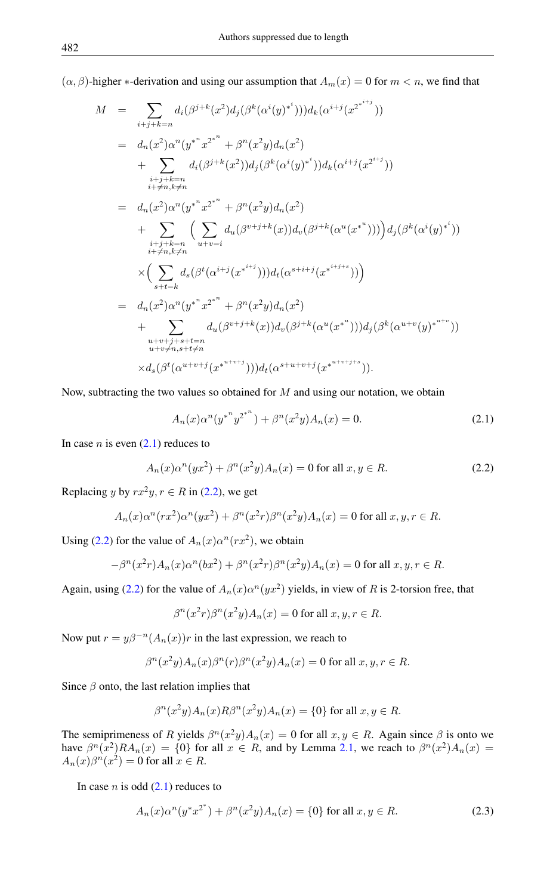$(\alpha,\beta)$-higher $*$-derivation and using our assumption that $A_m(x)=0$ for $m<n$, we find that

$$
\begin{aligned}
M &= \sum_{i+j+k=n} d_i(\beta^{j+k}(x^2)d_j(\beta^k(\alpha^i(y)^{*^i}))d_k(\alpha^{i+j}(x^{2^{*^{i+j}}}))\\
&= d_n(x^2)\alpha^n(y^{*^n}x^{2^{*^n}}+\beta^n(x^2y)d_n(x^2)\\
&\quad+\sum_{\substack{i+j+k=n\\ i+\neq n,k\neq n}} d_i(\beta^{j+k}(x^2))d_j(\beta^k(\alpha^i(y)^{*^i}))d_k(\alpha^{i+j}(x^{2^{i+j}}))\\
&= d_n(x^2)\alpha^n(y^{*^n}x^{2^{*^n}}+\beta^n(x^2y)d_n(x^2)\\
&\quad+\sum_{\substack{i+j+k=n\\ i+\neq n,k\neq n}}\Big(\sum_{u+v=i} d_u(\beta^{v+j+k}(x))d_v(\beta^{j+k}(\alpha^u(x^{*^u})))\Big)d_j(\beta^k(\alpha^i(y)^{*^i}))\\
&\quad\times\Big(\sum_{s+t=k} d_s(\beta^t(\alpha^{i+j}(x^{*^{i+j}})))d_t(\alpha^{s+i+j}(x^{*^{i+j+s}}))\Big)\\
&= d_n(x^2)\alpha^n(y^{*^n}x^{2^{*^n}}+\beta^n(x^2y)d_n(x^2)\\
&\quad+\sum_{\substack{u+v+j+s+t=n\\ u+v\neq n,s+t\neq n}} d_u(\beta^{v+j+k}(x))d_v(\beta^{j+k}(\alpha^u(x^{*^u})))d_j(\beta^k(\alpha^{u+v}(y)^{*^{u+v}}))\\
&\quad\times d_s(\beta^t(\alpha^{u+v+j}(x^{*^{u+v+j}})))d_t(\alpha^{s+u+v+j}(x^{*^{u+v+j+s}})).
\end{aligned}
$$

Now, subtracting the two values so obtained for $M$ and using our notation, we obtain

$$A_n(x)\alpha^n(y^{*^n}y^{2^{*^n}})+\beta^n(x^2y)A_n(x)=0. \tag{2.1}$$

In case $n$ is even (2.1) reduces to

$$A_n(x)\alpha^n(yx^2)+\beta^n(x^2y)A_n(x)=0 \text{ for all } x,y\in R. \tag{2.2}$$

Replacing $y$ by $rx^2y, r\in R$ in (2.2), we get

$$A_n(x)\alpha^n(rx^2)\alpha^n(yx^2)+\beta^n(x^2r)\beta^n(x^2y)A_n(x)=0 \text{ for all } x,y,r\in R.$$

Using (2.2) for the value of $A_n(x)\alpha^n(rx^2)$, we obtain

$$-\beta^n(x^2r)A_n(x)\alpha^n(bx^2)+\beta^n(x^2r)\beta^n(x^2y)A_n(x)=0 \text{ for all } x,y,r\in R.$$

Again, using (2.2) for the value of $A_n(x)\alpha^n(yx^2)$ yields, in view of $R$ is 2-torsion free, that

$$\beta^n(x^2r)\beta^n(x^2y)A_n(x)=0 \text{ for all } x,y,r\in R.$$

Now put $r=y\beta^{-n}(A_n(x))r$ in the last expression, we reach to

$$\beta^n(x^2y)A_n(x)\beta^n(r)\beta^n(x^2y)A_n(x)=0 \text{ for all } x,y,r\in R.$$

Since $\beta$ onto, the last relation implies that

$$\beta^n(x^2y)A_n(x)R\beta^n(x^2y)A_n(x)=\{0\} \text{ for all } x,y\in R.$$

The semiprimeness of $R$ yields $\beta^n(x^2y)A_n(x)=0$ for all $x,y\in R$. Again since $\beta$ is onto we have $\beta^n(x^2)RA_n(x)=\{0\}$ for all $x\in R$, and by Lemma 2.1, we reach to $\beta^n(x^2)A_n(x)=A_n(x)\beta^n(x^2)=0$ for all $x\in R$.

In case $n$ is odd (2.1) reduces to

$$A_n(x)\alpha^n(y^*x^{2^*})+\beta^n(x^2y)A_n(x)=\{0\} \text{ for all } x,y\in R. \tag{2.3}$$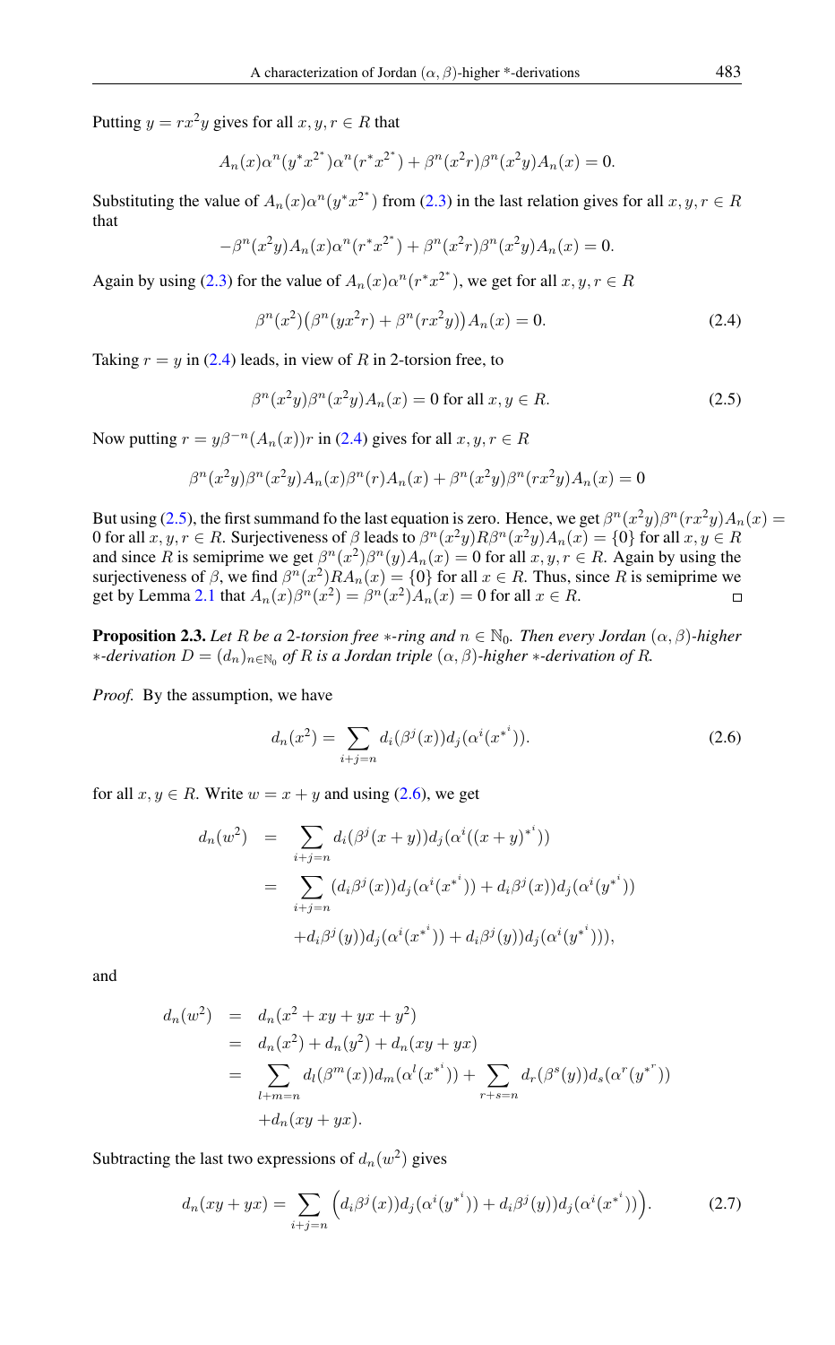Putting $y = rx^2y$ gives for all $x, y, r \in R$ that

$$A_n(x)\alpha^n(y^*x^{2^*})\alpha^n(r^*x^{2^*}) + \beta^n(x^2r)\beta^n(x^2y)A_n(x) = 0.$$

Substituting the value of $A_n(x)\alpha^n(y^*x^{2^*})$ from (2.3) in the last relation gives for all $x, y, r \in R$ that

$$-\beta^n(x^2y)A_n(x)\alpha^n(r^*x^{2^*}) + \beta^n(x^2r)\beta^n(x^2y)A_n(x) = 0.$$

Again by using (2.3) for the value of $A_n(x)\alpha^n(r^*x^{2^*})$, we get for all $x, y, r \in R$

$$\beta^n(x^2)\big(\beta^n(yx^2r) + \beta^n(rx^2y)\big)A_n(x) = 0. \tag{2.4}$$

Taking $r = y$ in (2.4) leads, in view of $R$ in 2-torsion free, to

$$\beta^n(x^2y)\beta^n(x^2y)A_n(x) = 0 \text{ for all } x, y \in R. \tag{2.5}$$

Now putting $r = y\beta^{-n}(A_n(x))r$ in (2.4) gives for all $x, y, r \in R$

$$\beta^n(x^2y)\beta^n(x^2y)A_n(x)\beta^n(r)A_n(x) + \beta^n(x^2y)\beta^n(rx^2y)A_n(x) = 0$$

But using (2.5), the first summand fo the last equation is zero. Hence, we get $\beta^n(x^2y)\beta^n(rx^2y)A_n(x) = 0$ for all $x, y, r \in R$. Surjectiveness of $\beta$ leads to $\beta^n(x^2y)R\beta^n(x^2y)A_n(x) = \{0\}$ for all $x, y \in R$ and since $R$ is semiprime we get $\beta^n(x^2)\beta^n(y)A_n(x) = 0$ for all $x, y, r \in R$. Again by using the surjectiveness of $\beta$, we find $\beta^n(x^2)RA_n(x) = \{0\}$ for all $x \in R$. Thus, since $R$ is semiprime we get by Lemma 2.1 that $A_n(x)\beta^n(x^2) = \beta^n(x^2)A_n(x) = 0$ for all $x \in R$. □

**Proposition 2.3.** *Let $R$ be a 2-torsion free $*$-ring and $n \in \mathbb{N}_0$. Then every Jordan $(\alpha, \beta)$-higher $*$-derivation $D = (d_n)_{n\in\mathbb{N}_0}$ of $R$ is a Jordan triple $(\alpha, \beta)$-higher $*$-derivation of $R$.*

*Proof.* By the assumption, we have

$$d_n(x^2) = \sum_{i+j=n} d_i(\beta^j(x))d_j(\alpha^i(x^{*^i})). \tag{2.6}$$

for all $x, y \in R$. Write $w = x + y$ and using (2.6), we get

$$\begin{aligned}
d_n(w^2) &= \sum_{i+j=n} d_i(\beta^j(x+y))d_j(\alpha^i((x+y)^{*^i})) \\
&= \sum_{i+j=n} (d_i\beta^j(x))d_j(\alpha^i(x^{*^i})) + d_i\beta^j(x))d_j(\alpha^i(y^{*^i})) \\
&\quad + d_i\beta^j(y))d_j(\alpha^i(x^{*^i})) + d_i\beta^j(y))d_j(\alpha^i(y^{*^i}))),
\end{aligned}$$

and

$$\begin{aligned}
d_n(w^2) &= d_n(x^2 + xy + yx + y^2) \\
&= d_n(x^2) + d_n(y^2) + d_n(xy + yx) \\
&= \sum_{l+m=n} d_l(\beta^m(x))d_m(\alpha^l(x^{*^i})) + \sum_{r+s=n} d_r(\beta^s(y))d_s(\alpha^r(y^{*^r})) \\
&\quad + d_n(xy + yx).
\end{aligned}$$

Subtracting the last two expressions of $d_n(w^2)$ gives

$$d_n(xy + yx) = \sum_{i+j=n} \Big(d_i\beta^j(x))d_j(\alpha^i(y^{*^i})) + d_i\beta^j(y))d_j(\alpha^i(x^{*^i}))\Big). \tag{2.7}$$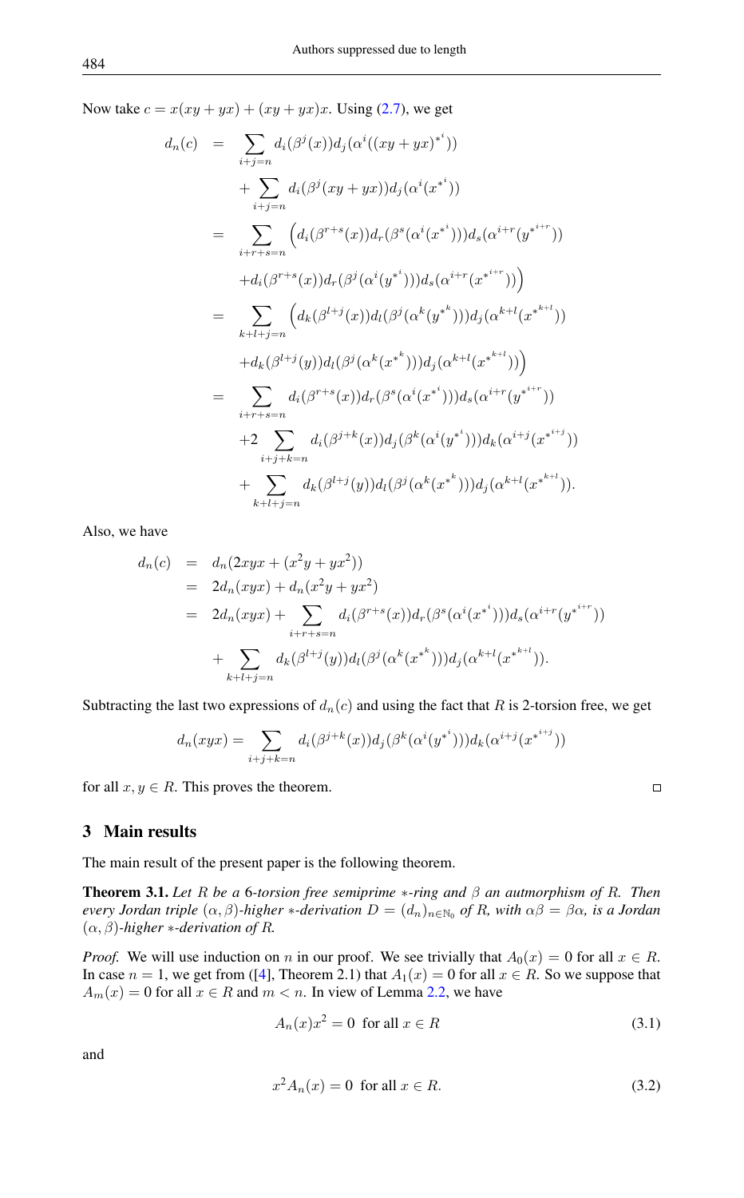Now take $c = x(xy + yx) + (xy + yx)x$. Using (2.7), we get

$$
\begin{aligned}
d_n(c) &= \sum_{i+j=n} d_i(\beta^j(x)) d_j(\alpha^i((xy+yx)^{*^i})) \\
&\quad + \sum_{i+j=n} d_i(\beta^j(xy+yx)) d_j(\alpha^i(x^{*^i})) \\
&= \sum_{i+r+s=n} \Big( d_i(\beta^{r+s}(x)) d_r(\beta^s(\alpha^i(x^{*^i}))) d_s(\alpha^{i+r}(y^{*^{i+r}})) \\
&\quad + d_i(\beta^{r+s}(x)) d_r(\beta^j(\alpha^i(y^{*^i}))) d_s(\alpha^{i+r}(x^{*^{i+r}})) \Big) \\
&= \sum_{k+l+j=n} \Big( d_k(\beta^{l+j}(x)) d_l(\beta^j(\alpha^k(y^{*^k}))) d_j(\alpha^{k+l}(x^{*^{k+l}})) \\
&\quad + d_k(\beta^{l+j}(y)) d_l(\beta^j(\alpha^k(x^{*^k}))) d_j(\alpha^{k+l}(x^{*^{k+l}})) \Big) \\
&= \sum_{i+r+s=n} d_i(\beta^{r+s}(x)) d_r(\beta^s(\alpha^i(x^{*^i}))) d_s(\alpha^{i+r}(y^{*^{i+r}})) \\
&\quad + 2 \sum_{i+j+k=n} d_i(\beta^{j+k}(x)) d_j(\beta^k(\alpha^i(y^{*^i}))) d_k(\alpha^{i+j}(x^{*^{i+j}})) \\
&\quad + \sum_{k+l+j=n} d_k(\beta^{l+j}(y)) d_l(\beta^j(\alpha^k(x^{*^k}))) d_j(\alpha^{k+l}(x^{*^{k+l}})).
\end{aligned}
$$

Also, we have

$$
\begin{aligned}
d_n(c) &= d_n(2xyx + (x^2y + yx^2)) \\
&= 2d_n(xyx) + d_n(x^2y + yx^2) \\
&= 2d_n(xyx) + \sum_{i+r+s=n} d_i(\beta^{r+s}(x)) d_r(\beta^s(\alpha^i(x^{*^i}))) d_s(\alpha^{i+r}(y^{*^{i+r}})) \\
&\quad + \sum_{k+l+j=n} d_k(\beta^{l+j}(y)) d_l(\beta^j(\alpha^k(x^{*^k}))) d_j(\alpha^{k+l}(x^{*^{k+l}})).
\end{aligned}
$$

Subtracting the last two expressions of $d_n(c)$ and using the fact that $R$ is 2-torsion free, we get

$$
d_n(xyx) = \sum_{i+j+k=n} d_i(\beta^{j+k}(x)) d_j(\beta^k(\alpha^i(y^{*^i}))) d_k(\alpha^{i+j}(x^{*^{i+j}}))
$$

for all $x, y \in R$. This proves the theorem. □

## 3 Main results

The main result of the present paper is the following theorem.

**Theorem 3.1.** *Let $R$ be a 6-torsion free semiprime $*$-ring and $\beta$ an autmorphism of $R$. Then every Jordan triple $(\alpha, \beta)$-higher $*$-derivation $D = (d_n)_{n \in \mathbb{N}_0}$ of $R$, with $\alpha\beta = \beta\alpha$, is a Jordan $(\alpha, \beta)$-higher $*$-derivation of $R$.*

*Proof.* We will use induction on $n$ in our proof. We see trivially that $A_0(x) = 0$ for all $x \in R$. In case $n = 1$, we get from ([4], Theorem 2.1) that $A_1(x) = 0$ for all $x \in R$. So we suppose that $A_m(x) = 0$ for all $x \in R$ and $m < n$. In view of Lemma 2.2, we have

$$
A_n(x)x^2 = 0 \text{ for all } x \in R \tag{3.1}
$$

and

$$
x^2 A_n(x) = 0 \text{ for all } x \in R. \tag{3.2}
$$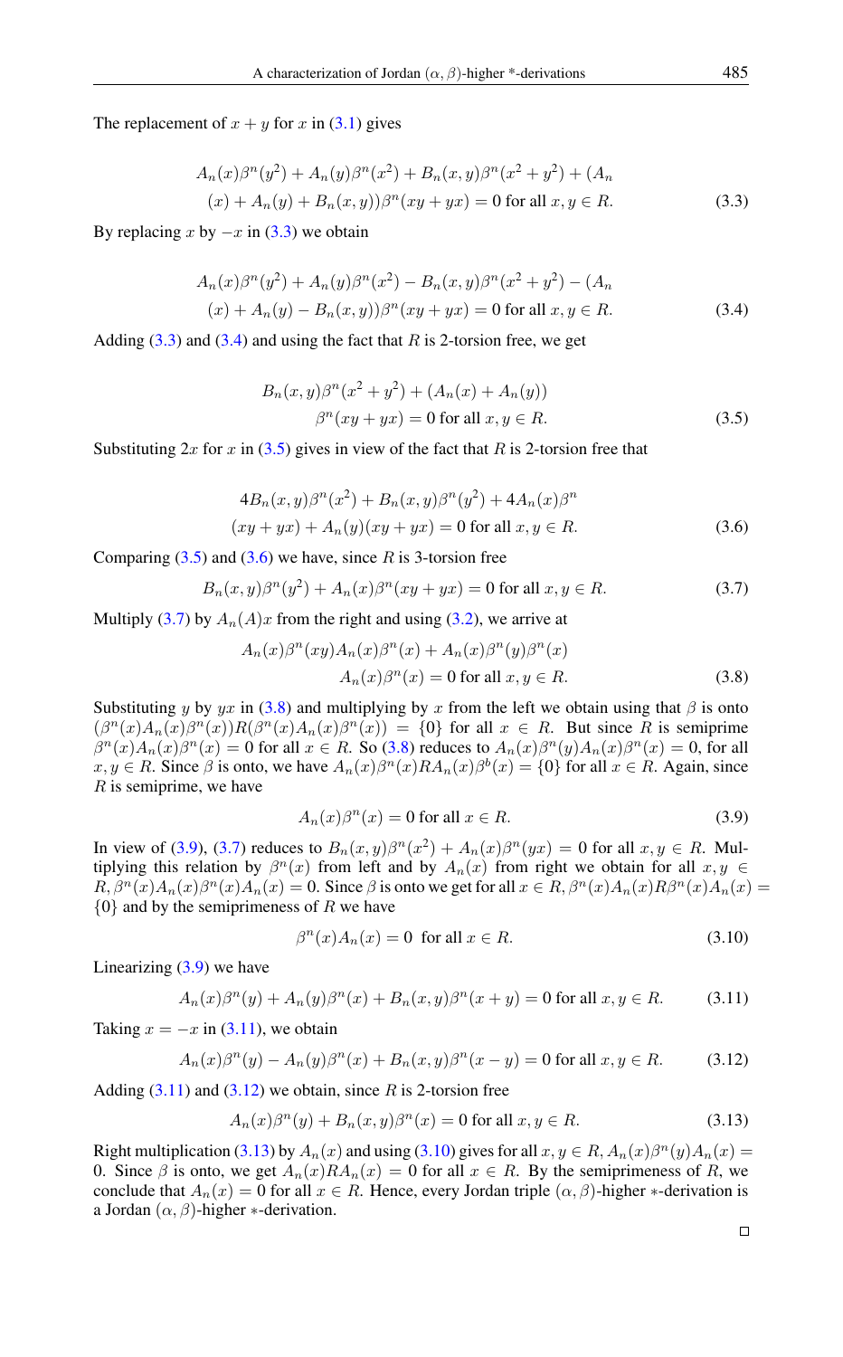The replacement of $x+y$ for $x$ in (3.1) gives

$$A_n(x)\beta^n(y^2) + A_n(y)\beta^n(x^2) + B_n(x,y)\beta^n(x^2+y^2) + (A_n(x) + A_n(y) + B_n(x,y))\beta^n(xy+yx) = 0 \text{ for all } x,y \in R. \tag{3.3}$$

By replacing $x$ by $-x$ in (3.3) we obtain

$$A_n(x)\beta^n(y^2) + A_n(y)\beta^n(x^2) - B_n(x,y)\beta^n(x^2+y^2) - (A_n(x) + A_n(y) - B_n(x,y))\beta^n(xy+yx) = 0 \text{ for all } x,y \in R. \tag{3.4}$$

Adding (3.3) and (3.4) and using the fact that $R$ is 2-torsion free, we get

$$B_n(x,y)\beta^n(x^2+y^2) + (A_n(x) + A_n(y))\beta^n(xy+yx) = 0 \text{ for all } x,y \in R. \tag{3.5}$$

Substituting $2x$ for $x$ in (3.5) gives in view of the fact that $R$ is 2-torsion free that

$$4B_n(x,y)\beta^n(x^2) + B_n(x,y)\beta^n(y^2) + 4A_n(x)\beta^n(xy+yx) + A_n(y)(xy+yx) = 0 \text{ for all } x,y \in R. \tag{3.6}$$

Comparing (3.5) and (3.6) we have, since $R$ is 3-torsion free

$$B_n(x,y)\beta^n(y^2) + A_n(x)\beta^n(xy+yx) = 0 \text{ for all } x,y \in R. \tag{3.7}$$

Multiply (3.7) by $A_n(A)x$ from the right and using (3.2), we arrive at

$$A_n(x)\beta^n(xy)A_n(x)\beta^n(x) + A_n(x)\beta^n(y)\beta^n(x)A_n(x)\beta^n(x) = 0 \text{ for all } x,y \in R. \tag{3.8}$$

Substituting $y$ by $yx$ in (3.8) and multiplying by $x$ from the left we obtain using that $\beta$ is onto $(\beta^n(x)A_n(x)\beta^n(x))R(\beta^n(x)A_n(x)\beta^n(x)) = \{0\}$ for all $x \in R$. But since $R$ is semiprime $\beta^n(x)A_n(x)\beta^n(x) = 0$ for all $x \in R$. So (3.8) reduces to $A_n(x)\beta^n(y)A_n(x)\beta^n(x) = 0$, for all $x,y \in R$. Since $\beta$ is onto, we have $A_n(x)\beta^n(x)RA_n(x)\beta^b(x) = \{0\}$ for all $x \in R$. Again, since $R$ is semiprime, we have

$$A_n(x)\beta^n(x) = 0 \text{ for all } x \in R. \tag{3.9}$$

In view of (3.9), (3.7) reduces to $B_n(x,y)\beta^n(x^2) + A_n(x)\beta^n(yx) = 0$ for all $x,y \in R$. Multiplying this relation by $\beta^n(x)$ from left and by $A_n(x)$ from right we obtain for all $x,y \in R, \beta^n(x)A_n(x)\beta^n(x)A_n(x) = 0$. Since $\beta$ is onto we get for all $x \in R, \beta^n(x)A_n(x)R\beta^n(x)A_n(x) = \{0\}$ and by the semiprimeness of $R$ we have

$$\beta^n(x)A_n(x) = 0 \text{ for all } x \in R. \tag{3.10}$$

Linearizing (3.9) we have

$$A_n(x)\beta^n(y) + A_n(y)\beta^n(x) + B_n(x,y)\beta^n(x+y) = 0 \text{ for all } x,y \in R. \tag{3.11}$$

Taking $x = -x$ in (3.11), we obtain

$$A_n(x)\beta^n(y) - A_n(y)\beta^n(x) + B_n(x,y)\beta^n(x-y) = 0 \text{ for all } x,y \in R. \tag{3.12}$$

Adding (3.11) and (3.12) we obtain, since $R$ is 2-torsion free

$$A_n(x)\beta^n(y) + B_n(x,y)\beta^n(x) = 0 \text{ for all } x,y \in R. \tag{3.13}$$

Right multiplication (3.13) by $A_n(x)$ and using (3.10) gives for all $x,y \in R, A_n(x)\beta^n(y)A_n(x) = 0$. Since $\beta$ is onto, we get $A_n(x)RA_n(x) = 0$ for all $x \in R$. By the semiprimeness of $R$, we conclude that $A_n(x) = 0$ for all $x \in R$. Hence, every Jordan triple $(\alpha,\beta)$-higher $*$-derivation is a Jordan $(\alpha,\beta)$-higher $*$-derivation. □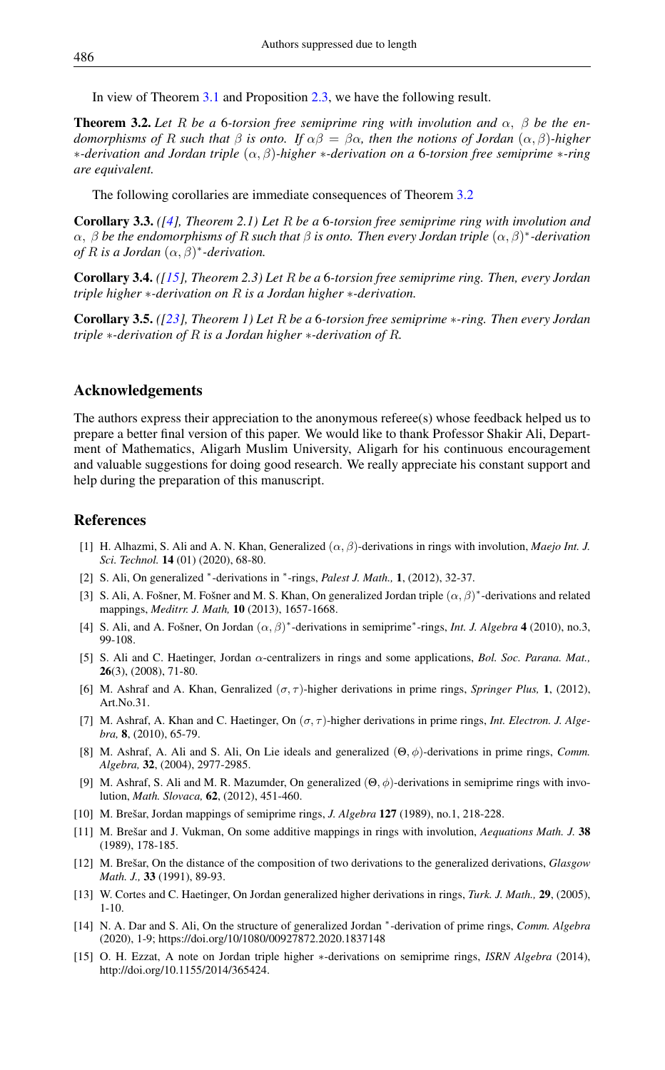In view of Theorem 3.1 and Proposition 2.3, we have the following result.

**Theorem 3.2.** *Let $R$ be a 6-torsion free semiprime ring with involution and $\alpha$, $\beta$ be the endomorphisms of $R$ such that $\beta$ is onto. If $\alpha\beta = \beta\alpha$, then the notions of Jordan $(\alpha, \beta)$-higher $*$-derivation and Jordan triple $(\alpha, \beta)$-higher $*$-derivation on a 6-torsion free semiprime $*$-ring are equivalent.*

The following corollaries are immediate consequences of Theorem 3.2

**Corollary 3.3.** *([4], Theorem 2.1) Let $R$ be a 6-torsion free semiprime ring with involution and $\alpha$, $\beta$ be the endomorphisms of $R$ such that $\beta$ is onto. Then every Jordan triple $(\alpha, \beta)^*$-derivation of $R$ is a Jordan $(\alpha, \beta)^*$-derivation.*

**Corollary 3.4.** *([15], Theorem 2.3) Let $R$ be a 6-torsion free semiprime ring. Then, every Jordan triple higher $*$-derivation on $R$ is a Jordan higher $*$-derivation.*

**Corollary 3.5.** *([23], Theorem 1) Let $R$ be a 6-torsion free semiprime $*$-ring. Then every Jordan triple $*$-derivation of $R$ is a Jordan higher $*$-derivation of $R$.*

## Acknowledgements

The authors express their appreciation to the anonymous referee(s) whose feedback helped us to prepare a better final version of this paper. We would like to thank Professor Shakir Ali, Department of Mathematics, Aligarh Muslim University, Aligarh for his continuous encouragement and valuable suggestions for doing good research. We really appreciate his constant support and help during the preparation of this manuscript.

## References

[1] H. Alhazmi, S. Ali and A. N. Khan, Generalized $(\alpha, \beta)$-derivations in rings with involution, *Maejo Int. J. Sci. Technol.* **14** (01) (2020), 68-80.

[2] S. Ali, On generalized $^*$-derivations in $^*$-rings, *Palest J. Math.,* **1**, (2012), 32-37.

[3] S. Ali, A. Fošner, M. Fošner and M. S. Khan, On generalized Jordan triple $(\alpha, \beta)^*$-derivations and related mappings, *Meditrr. J. Math,* **10** (2013), 1657-1668.

[4] S. Ali, and A. Fošner, On Jordan $(\alpha, \beta)^*$-derivations in semiprime$^*$-rings, *Int. J. Algebra* **4** (2010), no.3, 99-108.

[5] S. Ali and C. Haetinger, Jordan $\alpha$-centralizers in rings and some applications, *Bol. Soc. Parana. Mat.,* **26**(3), (2008), 71-80.

[6] M. Ashraf and A. Khan, Genralized $(\sigma, \tau)$-higher derivations in prime rings, *Springer Plus,* **1**, (2012), Art.No.31.

[7] M. Ashraf, A. Khan and C. Haetinger, On $(\sigma, \tau)$-higher derivations in prime rings, *Int. Electron. J. Algebra,* **8**, (2010), 65-79.

[8] M. Ashraf, A. Ali and S. Ali, On Lie ideals and generalized $(\Theta, \phi)$-derivations in prime rings, *Comm. Algebra,* **32**, (2004), 2977-2985.

[9] M. Ashraf, S. Ali and M. R. Mazumder, On generalized $(\Theta, \phi)$-derivations in semiprime rings with involution, *Math. Slovaca,* **62**, (2012), 451-460.

[10] M. Brešar, Jordan mappings of semiprime rings, *J. Algebra* **127** (1989), no.1, 218-228.

[11] M. Brešar and J. Vukman, On some additive mappings in rings with involution, *Aequations Math. J.* **38** (1989), 178-185.

[12] M. Brešar, On the distance of the composition of two derivations to the generalized derivations, *Glasgow Math. J.,* **33** (1991), 89-93.

[13] W. Cortes and C. Haetinger, On Jordan generalized higher derivations in rings, *Turk. J. Math.,* **29**, (2005), 1-10.

[14] N. A. Dar and S. Ali, On the structure of generalized Jordan $^*$-derivation of prime rings, *Comm. Algebra* (2020), 1-9; https://doi.org/10/1080/00927872.2020.1837148

[15] O. H. Ezzat, A note on Jordan triple higher $*$-derivations on semiprime rings, *ISRN Algebra* (2014), http://doi.org/10.1155/2014/365424.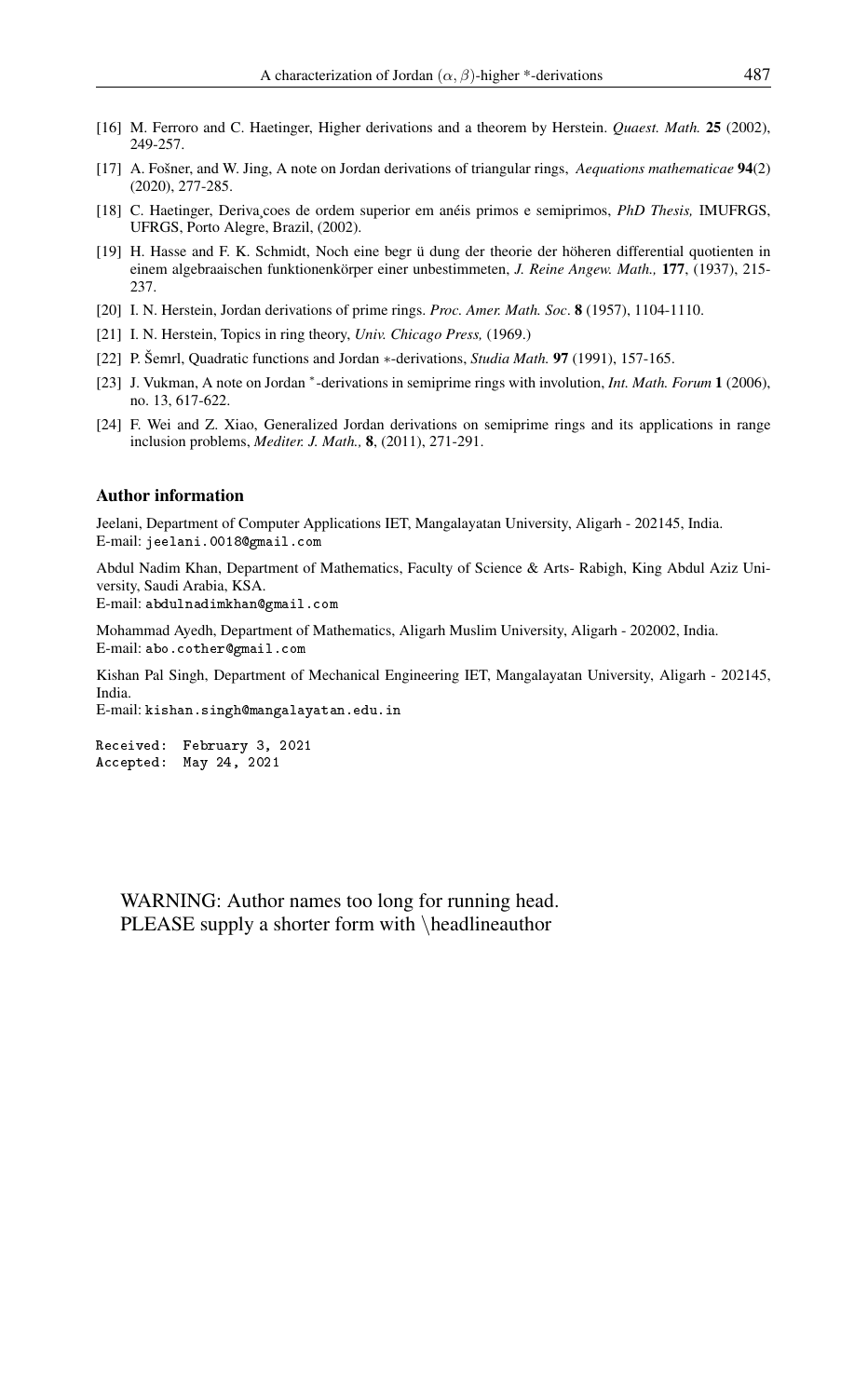[16] M. Ferroro and C. Haetinger, Higher derivations and a theorem by Herstein. *Quaest. Math.* **25** (2002), 249-257.

[17] A. Fošner, and W. Jing, A note on Jordan derivations of triangular rings, *Aequations mathematicae* **94**(2) (2020), 277-285.

[18] C. Haetinger, Deriva¸coes de ordem superior em anéis primos e semiprimos, *PhD Thesis,* IMUFRGS, UFRGS, Porto Alegre, Brazil, (2002).

[19] H. Hasse and F. K. Schmidt, Noch eine begr ü dung der theorie der höheren differential quotienten in einem algebraaischen funktionenkörper einer unbestimmeten, *J. Reine Angew. Math.,* **177**, (1937), 215-237.

[20] I. N. Herstein, Jordan derivations of prime rings. *Proc. Amer. Math. Soc*. **8** (1957), 1104-1110.

[21] I. N. Herstein, Topics in ring theory, *Univ. Chicago Press,* (1969.)

[22] P. Šemrl, Quadratic functions and Jordan $*$-derivations, *Studia Math.* **97** (1991), 157-165.

[23] J. Vukman, A note on Jordan $^*$-derivations in semiprime rings with involution, *Int. Math. Forum* **1** (2006), no. 13, 617-622.

[24] F. Wei and Z. Xiao, Generalized Jordan derivations on semiprime rings and its applications in range inclusion problems, *Mediter. J. Math.,* **8**, (2011), 271-291.

### Author information

Jeelani, Department of Computer Applications IET, Mangalayatan University, Aligarh - 202145, India.
E-mail: jeelani.0018@gmail.com

Abdul Nadim Khan, Department of Mathematics, Faculty of Science & Arts- Rabigh, King Abdul Aziz University, Saudi Arabia, KSA.
E-mail: abdulnadimkhan@gmail.com

Mohammad Ayedh, Department of Mathematics, Aligarh Muslim University, Aligarh - 202002, India.
E-mail: abo.cother@gmail.com

Kishan Pal Singh, Department of Mechanical Engineering IET, Mangalayatan University, Aligarh - 202145, India.
E-mail: kishan.singh@mangalayatan.edu.in

Received: February 3, 2021
Accepted: May 24, 2021

WARNING: Author names too long for running head.
PLEASE supply a shorter form with \headlineauthor